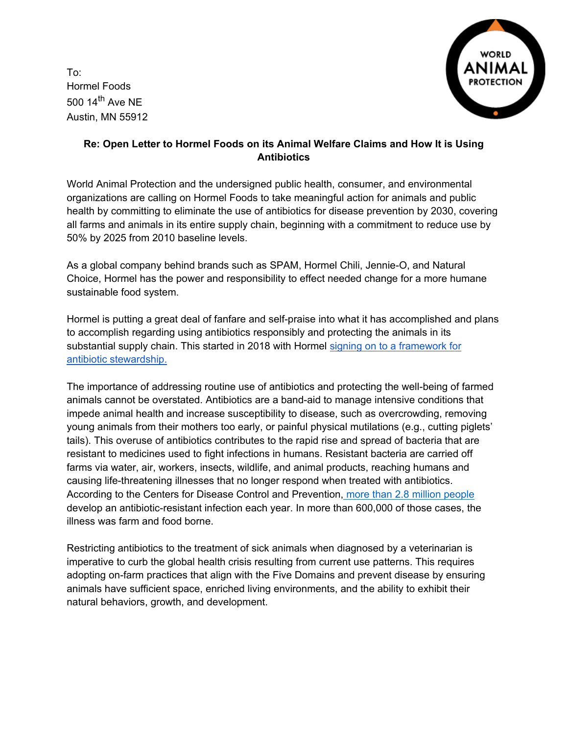To:
Hormel Foods
500 14th Ave NE
Austin, MN 55912

**Re: Open Letter to Hormel Foods on its Animal Welfare Claims and How It is Using Antibiotics**

World Animal Protection and the undersigned public health, consumer, and environmental organizations are calling on Hormel Foods to take meaningful action for animals and public health by committing to eliminate the use of antibiotics for disease prevention by 2030, covering all farms and animals in its entire supply chain, beginning with a commitment to reduce use by 50% by 2025 from 2010 baseline levels.

As a global company behind brands such as SPAM, Hormel Chili, Jennie-O, and Natural Choice, Hormel has the power and responsibility to effect needed change for a more humane sustainable food system.

Hormel is putting a great deal of fanfare and self-praise into what it has accomplished and plans to accomplish regarding using antibiotics responsibly and protecting the animals in its substantial supply chain. This started in 2018 with Hormel signing on to a framework for antibiotic stewardship.

The importance of addressing routine use of antibiotics and protecting the well-being of farmed animals cannot be overstated. Antibiotics are a band-aid to manage intensive conditions that impede animal health and increase susceptibility to disease, such as overcrowding, removing young animals from their mothers too early, or painful physical mutilations (e.g., cutting piglets' tails). This overuse of antibiotics contributes to the rapid rise and spread of bacteria that are resistant to medicines used to fight infections in humans. Resistant bacteria are carried off farms via water, air, workers, insects, wildlife, and animal products, reaching humans and causing life-threatening illnesses that no longer respond when treated with antibiotics. According to the Centers for Disease Control and Prevention, more than 2.8 million people develop an antibiotic-resistant infection each year. In more than 600,000 of those cases, the illness was farm and food borne.

Restricting antibiotics to the treatment of sick animals when diagnosed by a veterinarian is imperative to curb the global health crisis resulting from current use patterns. This requires adopting on-farm practices that align with the Five Domains and prevent disease by ensuring animals have sufficient space, enriched living environments, and the ability to exhibit their natural behaviors, growth, and development.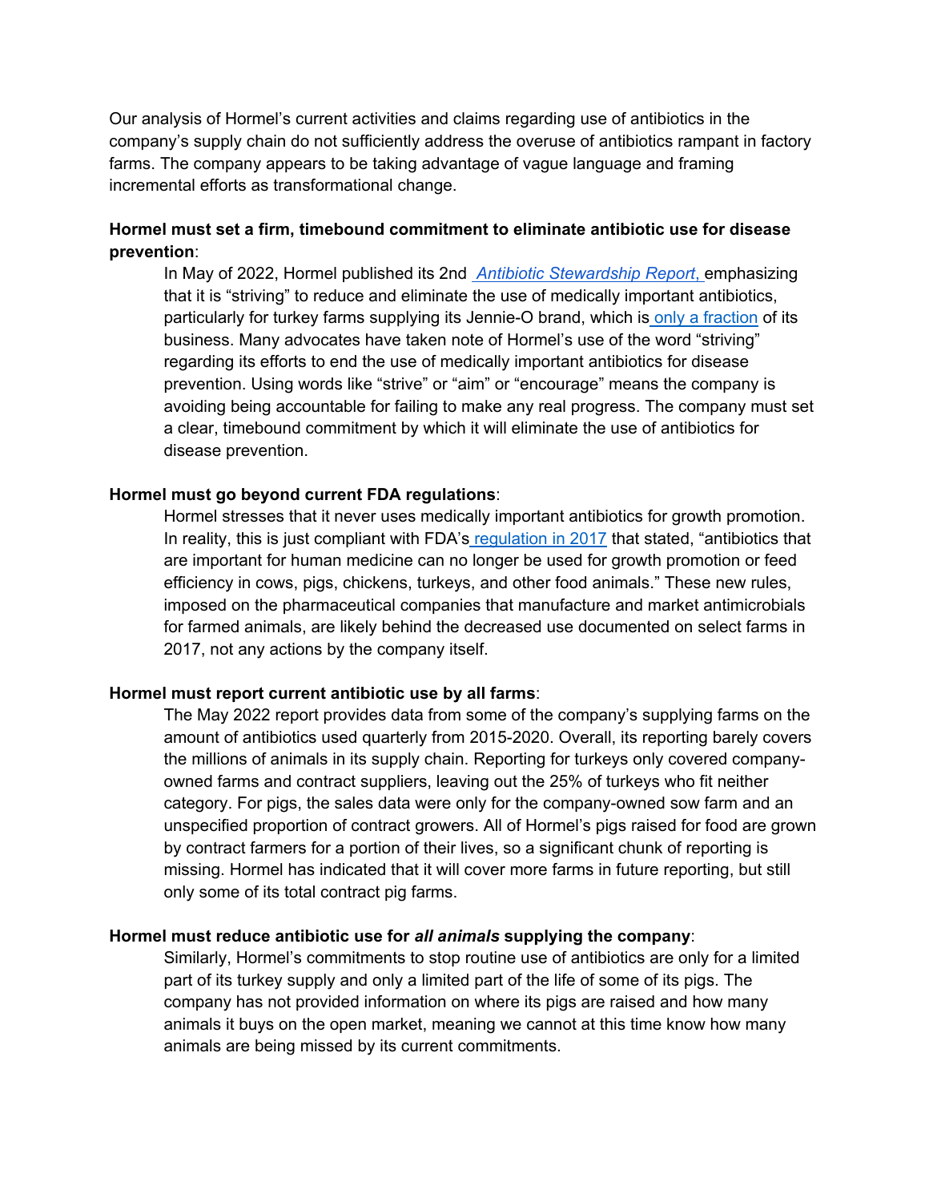Our analysis of Hormel's current activities and claims regarding use of antibiotics in the company's supply chain do not sufficiently address the overuse of antibiotics rampant in factory farms. The company appears to be taking advantage of vague language and framing incremental efforts as transformational change.

**Hormel must set a firm, timebound commitment to eliminate antibiotic use for disease prevention**:

In May of 2022, Hormel published its 2nd *Antibiotic Stewardship Report*, emphasizing that it is "striving" to reduce and eliminate the use of medically important antibiotics, particularly for turkey farms supplying its Jennie-O brand, which is only a fraction of its business. Many advocates have taken note of Hormel's use of the word "striving" regarding its efforts to end the use of medically important antibiotics for disease prevention. Using words like "strive" or "aim" or "encourage" means the company is avoiding being accountable for failing to make any real progress. The company must set a clear, timebound commitment by which it will eliminate the use of antibiotics for disease prevention.

**Hormel must go beyond current FDA regulations**:

Hormel stresses that it never uses medically important antibiotics for growth promotion. In reality, this is just compliant with FDA's regulation in 2017 that stated, "antibiotics that are important for human medicine can no longer be used for growth promotion or feed efficiency in cows, pigs, chickens, turkeys, and other food animals." These new rules, imposed on the pharmaceutical companies that manufacture and market antimicrobials for farmed animals, are likely behind the decreased use documented on select farms in 2017, not any actions by the company itself.

**Hormel must report current antibiotic use by all farms**:

The May 2022 report provides data from some of the company's supplying farms on the amount of antibiotics used quarterly from 2015-2020. Overall, its reporting barely covers the millions of animals in its supply chain. Reporting for turkeys only covered company-owned farms and contract suppliers, leaving out the 25% of turkeys who fit neither category. For pigs, the sales data were only for the company-owned sow farm and an unspecified proportion of contract growers. All of Hormel's pigs raised for food are grown by contract farmers for a portion of their lives, so a significant chunk of reporting is missing. Hormel has indicated that it will cover more farms in future reporting, but still only some of its total contract pig farms.

**Hormel must reduce antibiotic use for *all animals* supplying the company**:

Similarly, Hormel's commitments to stop routine use of antibiotics are only for a limited part of its turkey supply and only a limited part of the life of some of its pigs. The company has not provided information on where its pigs are raised and how many animals it buys on the open market, meaning we cannot at this time know how many animals are being missed by its current commitments.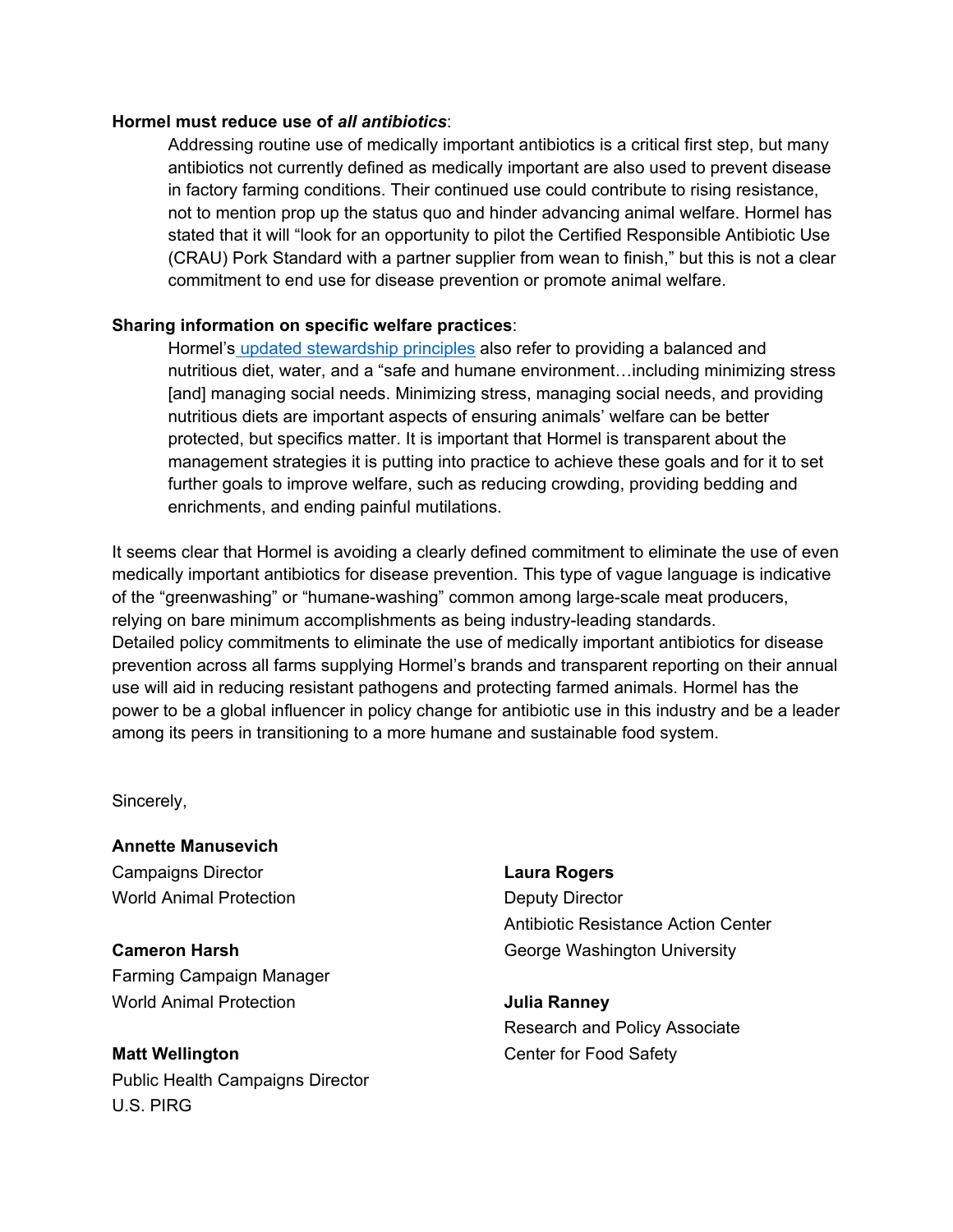**Hormel must reduce use of *all antibiotics***:

Addressing routine use of medically important antibiotics is a critical first step, but many antibiotics not currently defined as medically important are also used to prevent disease in factory farming conditions. Their continued use could contribute to rising resistance, not to mention prop up the status quo and hinder advancing animal welfare. Hormel has stated that it will "look for an opportunity to pilot the Certified Responsible Antibiotic Use (CRAU) Pork Standard with a partner supplier from wean to finish," but this is not a clear commitment to end use for disease prevention or promote animal welfare.

**Sharing information on specific welfare practices**:

Hormel's updated stewardship principles also refer to providing a balanced and nutritious diet, water, and a "safe and humane environment…including minimizing stress [and] managing social needs. Minimizing stress, managing social needs, and providing nutritious diets are important aspects of ensuring animals' welfare can be better protected, but specifics matter. It is important that Hormel is transparent about the management strategies it is putting into practice to achieve these goals and for it to set further goals to improve welfare, such as reducing crowding, providing bedding and enrichments, and ending painful mutilations.

It seems clear that Hormel is avoiding a clearly defined commitment to eliminate the use of even medically important antibiotics for disease prevention. This type of vague language is indicative of the "greenwashing" or "humane-washing" common among large-scale meat producers, relying on bare minimum accomplishments as being industry-leading standards. Detailed policy commitments to eliminate the use of medically important antibiotics for disease prevention across all farms supplying Hormel's brands and transparent reporting on their annual use will aid in reducing resistant pathogens and protecting farmed animals. Hormel has the power to be a global influencer in policy change for antibiotic use in this industry and be a leader among its peers in transitioning to a more humane and sustainable food system.

Sincerely,

**Annette Manusevich**
Campaigns Director
World Animal Protection

**Cameron Harsh**
Farming Campaign Manager
World Animal Protection

**Matt Wellington**
Public Health Campaigns Director
U.S. PIRG

**Laura Rogers**
Deputy Director
Antibiotic Resistance Action Center
George Washington University

**Julia Ranney**
Research and Policy Associate
Center for Food Safety